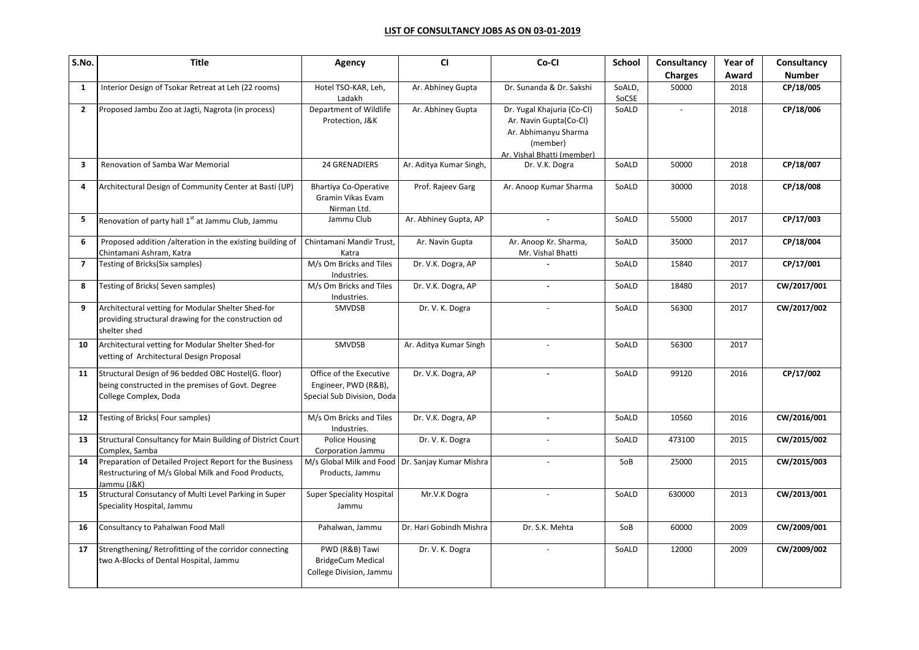## LIST OF CONSULTANCY JOBS AS ON 03-01-2019

| S.No. | Title | Agency | CI | Co-CI | School | Consultancy Charges | Year of Award | Consultancy Number |
|---|---|---|---|---|---|---|---|---|
| 1 | Interior Design of Tsokar Retreat at Leh (22 rooms) | Hotel TSO-KAR, Leh, Ladakh | Ar. Abhiney Gupta | Dr. Sunanda & Dr. Sakshi | SoALD, SoCSE | 50000 | 2018 | CP/18/005 |
| 2 | Proposed Jambu Zoo at Jagti, Nagrota (in process) | Department of Wildlife Protection, J&K | Ar. Abhiney Gupta | Dr. Yugal Khajuria (Co-CI) Ar. Navin Gupta(Co-CI) Ar. Abhimanyu Sharma (member) Ar. Vishal Bhatti (member) | SoALD | - | 2018 | CP/18/006 |
| 3 | Renovation of Samba War Memorial | 24 GRENADIERS | Ar. Aditya Kumar Singh, | Dr. V.K. Dogra | SoALD | 50000 | 2018 | CP/18/007 |
| 4 | Architectural Design of Community Center at Basti (UP) | Bhartiya Co-Operative Gramin Vikas Evam Nirman Ltd. | Prof. Rajeev Garg | Ar. Anoop Kumar Sharma | SoALD | 30000 | 2018 | CP/18/008 |
| 5 | Renovation of party hall 1st at Jammu Club, Jammu | Jammu Club | Ar. Abhiney Gupta, AP | - | SoALD | 55000 | 2017 | CP/17/003 |
| 6 | Proposed addition /alteration in the existing building of Chintamani Ashram, Katra | Chintamani Mandir Trust, Katra | Ar. Navin Gupta | Ar. Anoop Kr. Sharma, Mr. Vishal Bhatti | SoALD | 35000 | 2017 | CP/18/004 |
| 7 | Testing of Bricks(Six samples) | M/s Om Bricks and Tiles Industries. | Dr. V.K. Dogra, AP | - | SoALD | 15840 | 2017 | CP/17/001 |
| 8 | Testing of Bricks( Seven samples) | M/s Om Bricks and Tiles Industries. | Dr. V.K. Dogra, AP | - | SoALD | 18480 | 2017 | CW/2017/001 |
| 9 | Architectural vetting for Modular Shelter Shed-for providing structural drawing for the construction od shelter shed | SMVDSB | Dr. V. K. Dogra | - | SoALD | 56300 | 2017 | CW/2017/002 |
| 10 | Architectural vetting for Modular Shelter Shed-for vetting of Architectural Design Proposal | SMVDSB | Ar. Aditya Kumar Singh | - | SoALD | 56300 | 2017 | |
| 11 | Structural Design of 96 bedded OBC Hostel(G. floor) being constructed in the premises of Govt. Degree College Complex, Doda | Office of the Executive Engineer, PWD (R&B), Special Sub Division, Doda | Dr. V.K. Dogra, AP | - | SoALD | 99120 | 2016 | CP/17/002 |
| 12 | Testing of Bricks( Four samples) | M/s Om Bricks and Tiles Industries. | Dr. V.K. Dogra, AP | - | SoALD | 10560 | 2016 | CW/2016/001 |
| 13 | Structural Consultancy for Main Building of District Court Complex, Samba | Police Housing Corporation Jammu | Dr. V. K. Dogra | - | SoALD | 473100 | 2015 | CW/2015/002 |
| 14 | Preparation of Detailed Project Report for the Business Restructuring of M/s Global Milk and Food Products, Jammu (J&K) | M/s Global Milk and Food Products, Jammu | Dr. Sanjay Kumar Mishra | - | SoB | 25000 | 2015 | CW/2015/003 |
| 15 | Structural Consutancy of Multi Level Parking in Super Speciality Hospital, Jammu | Super Speciality Hospital Jammu | Mr.V.K Dogra | - | SoALD | 630000 | 2013 | CW/2013/001 |
| 16 | Consultancy to Pahalwan Food Mall | Pahalwan, Jammu | Dr. Hari Gobindh Mishra | Dr. S.K. Mehta | SoB | 60000 | 2009 | CW/2009/001 |
| 17 | Strengthening/ Retrofitting of the corridor connecting two A-Blocks of Dental Hospital, Jammu | PWD (R&B) Tawi BridgeCum Medical College Division, Jammu | Dr. V. K. Dogra | - | SoALD | 12000 | 2009 | CW/2009/002 |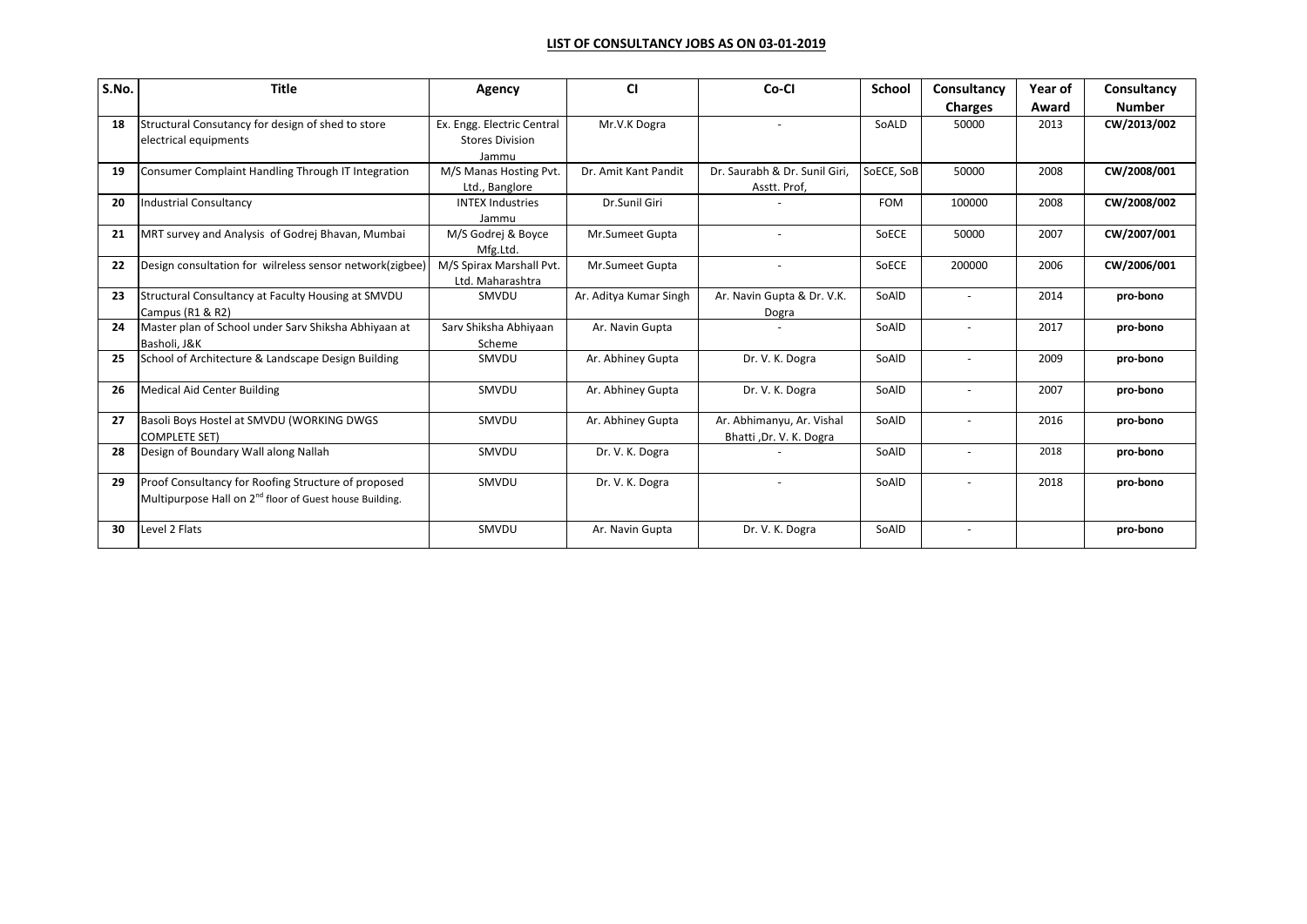## LIST OF CONSULTANCY JOBS AS ON 03-01-2019

| S.No. | Title | Agency | CI | Co-CI | School | Consultancy Charges | Year of Award | Consultancy Number |
|---|---|---|---|---|---|---|---|---|
| 18 | Structural Consutancy for design of shed to store electrical equipments | Ex. Engg. Electric Central Stores Division Jammu | Mr.V.K Dogra | - | SoALD | 50000 | 2013 | **CW/2013/002** |
| 19 | Consumer Complaint Handling Through IT Integration | M/S Manas Hosting Pvt. Ltd., Banglore | Dr. Amit Kant Pandit | Dr. Saurabh & Dr. Sunil Giri, Asstt. Prof, | SoECE, SoB | 50000 | 2008 | **CW/2008/001** |
| 20 | Industrial Consultancy | INTEX Industries Jammu | Dr.Sunil Giri | - | FOM | 100000 | 2008 | **CW/2008/002** |
| 21 | MRT survey and Analysis of Godrej Bhavan, Mumbai | M/S Godrej & Boyce Mfg.Ltd. | Mr.Sumeet Gupta | - | SoECE | 50000 | 2007 | **CW/2007/001** |
| 22 | Design consultation for wilreless sensor network(zigbee) | M/S Spirax Marshall Pvt. Ltd. Maharashtra | Mr.Sumeet Gupta | - | SoECE | 200000 | 2006 | **CW/2006/001** |
| 23 | Structural Consultancy at Faculty Housing at SMVDU Campus (R1 & R2) | SMVDU | Ar. Aditya Kumar Singh | Ar. Navin Gupta & Dr. V.K. Dogra | SoAlD | - | 2014 | **pro-bono** |
| 24 | Master plan of School under Sarv Shiksha Abhiyaan at Basholi, J&K | Sarv Shiksha Abhiyaan Scheme | Ar. Navin Gupta | - | SoAlD | - | 2017 | **pro-bono** |
| 25 | School of Architecture & Landscape Design Building | SMVDU | Ar. Abhiney Gupta | Dr. V. K. Dogra | SoAlD | - | 2009 | **pro-bono** |
| 26 | Medical Aid Center Building | SMVDU | Ar. Abhiney Gupta | Dr. V. K. Dogra | SoAlD | - | 2007 | **pro-bono** |
| 27 | Basoli Boys Hostel at SMVDU (WORKING DWGS COMPLETE SET) | SMVDU | Ar. Abhiney Gupta | Ar. Abhimanyu, Ar. Vishal Bhatti ,Dr. V. K. Dogra | SoAlD | - | 2016 | **pro-bono** |
| 28 | Design of Boundary Wall along Nallah | SMVDU | Dr. V. K. Dogra | - | SoAlD | - | 2018 | **pro-bono** |
| 29 | Proof Consultancy for Roofing Structure of proposed Multipurpose Hall on 2nd floor of Guest house Building. | SMVDU | Dr. V. K. Dogra | - | SoAlD | - | 2018 | **pro-bono** |
| 30 | Level 2 Flats | SMVDU | Ar. Navin Gupta | Dr. V. K. Dogra | SoAlD | - | | **pro-bono** |